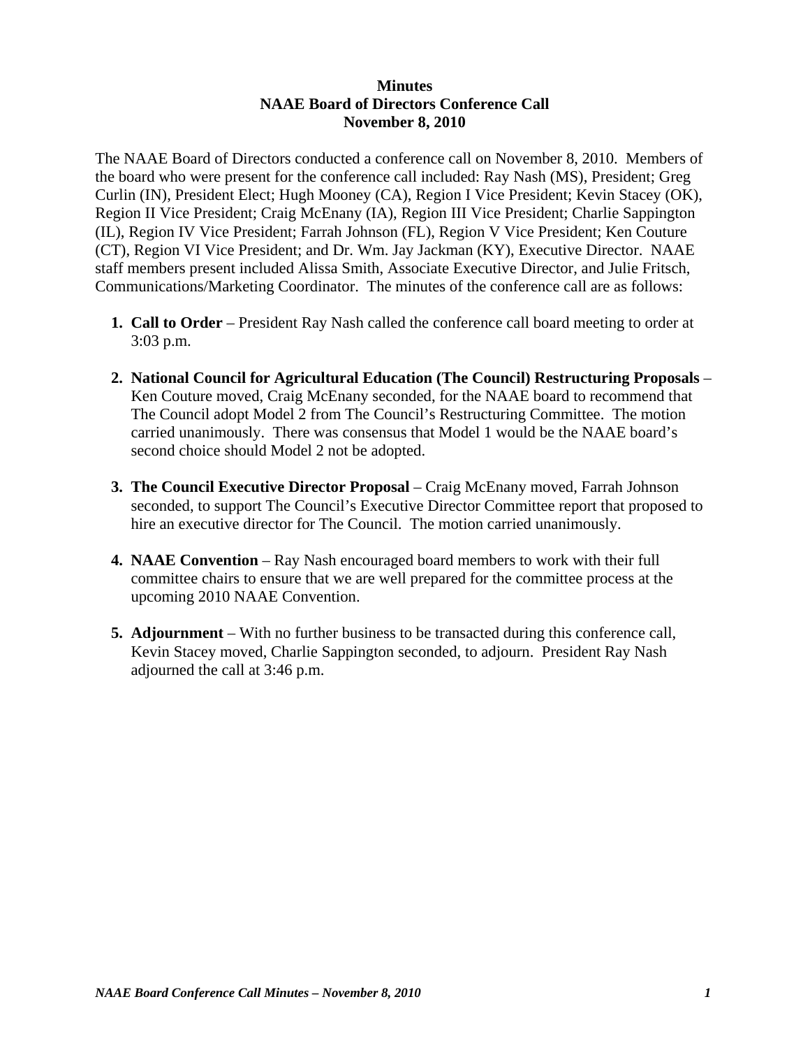**Minutes**
**NAAE Board of Directors Conference Call**
**November 8, 2010**

The NAAE Board of Directors conducted a conference call on November 8, 2010. Members of the board who were present for the conference call included: Ray Nash (MS), President; Greg Curlin (IN), President Elect; Hugh Mooney (CA), Region I Vice President; Kevin Stacey (OK), Region II Vice President; Craig McEnany (IA), Region III Vice President; Charlie Sappington (IL), Region IV Vice President; Farrah Johnson (FL), Region V Vice President; Ken Couture (CT), Region VI Vice President; and Dr. Wm. Jay Jackman (KY), Executive Director. NAAE staff members present included Alissa Smith, Associate Executive Director, and Julie Fritsch, Communications/Marketing Coordinator. The minutes of the conference call are as follows:

1. **Call to Order** – President Ray Nash called the conference call board meeting to order at 3:03 p.m.

2. **National Council for Agricultural Education (The Council) Restructuring Proposals** – Ken Couture moved, Craig McEnany seconded, for the NAAE board to recommend that The Council adopt Model 2 from The Council's Restructuring Committee. The motion carried unanimously. There was consensus that Model 1 would be the NAAE board's second choice should Model 2 not be adopted.

3. **The Council Executive Director Proposal** – Craig McEnany moved, Farrah Johnson seconded, to support The Council's Executive Director Committee report that proposed to hire an executive director for The Council. The motion carried unanimously.

4. **NAAE Convention** – Ray Nash encouraged board members to work with their full committee chairs to ensure that we are well prepared for the committee process at the upcoming 2010 NAAE Convention.

5. **Adjournment** – With no further business to be transacted during this conference call, Kevin Stacey moved, Charlie Sappington seconded, to adjourn. President Ray Nash adjourned the call at 3:46 p.m.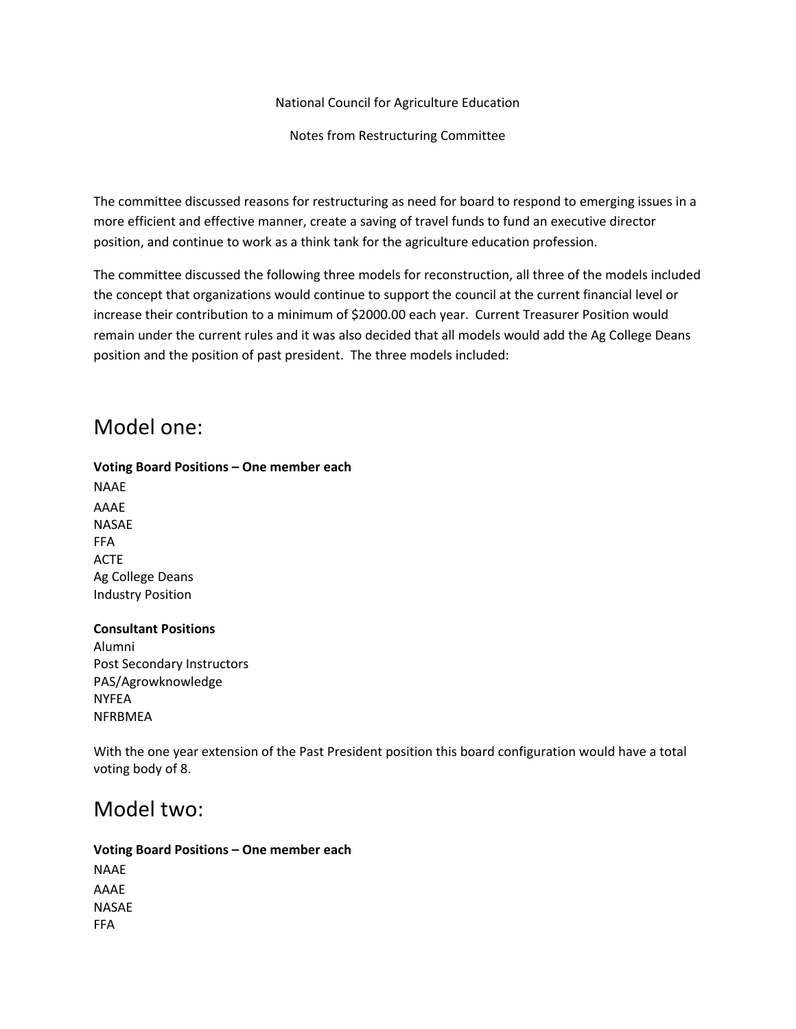National Council for Agriculture Education

Notes from Restructuring Committee

The committee discussed reasons for restructuring as need for board to respond to emerging issues in a more efficient and effective manner, create a saving of travel funds to fund an executive director position, and continue to work as a think tank for the agriculture education profession.

The committee discussed the following three models for reconstruction, all three of the models included the concept that organizations would continue to support the council at the current financial level or increase their contribution to a minimum of $2000.00 each year. Current Treasurer Position would remain under the current rules and it was also decided that all models would add the Ag College Deans position and the position of past president. The three models included:

# Model one:

**Voting Board Positions – One member each**

NAAE
AAAE
NASAE
FFA
ACTE
Ag College Deans
Industry Position

**Consultant Positions**

Alumni
Post Secondary Instructors
PAS/Agrowknowledge
NYFEA
NFRBMEA

With the one year extension of the Past President position this board configuration would have a total voting body of 8.

# Model two:

**Voting Board Positions – One member each**

NAAE
AAAE
NASAE
FFA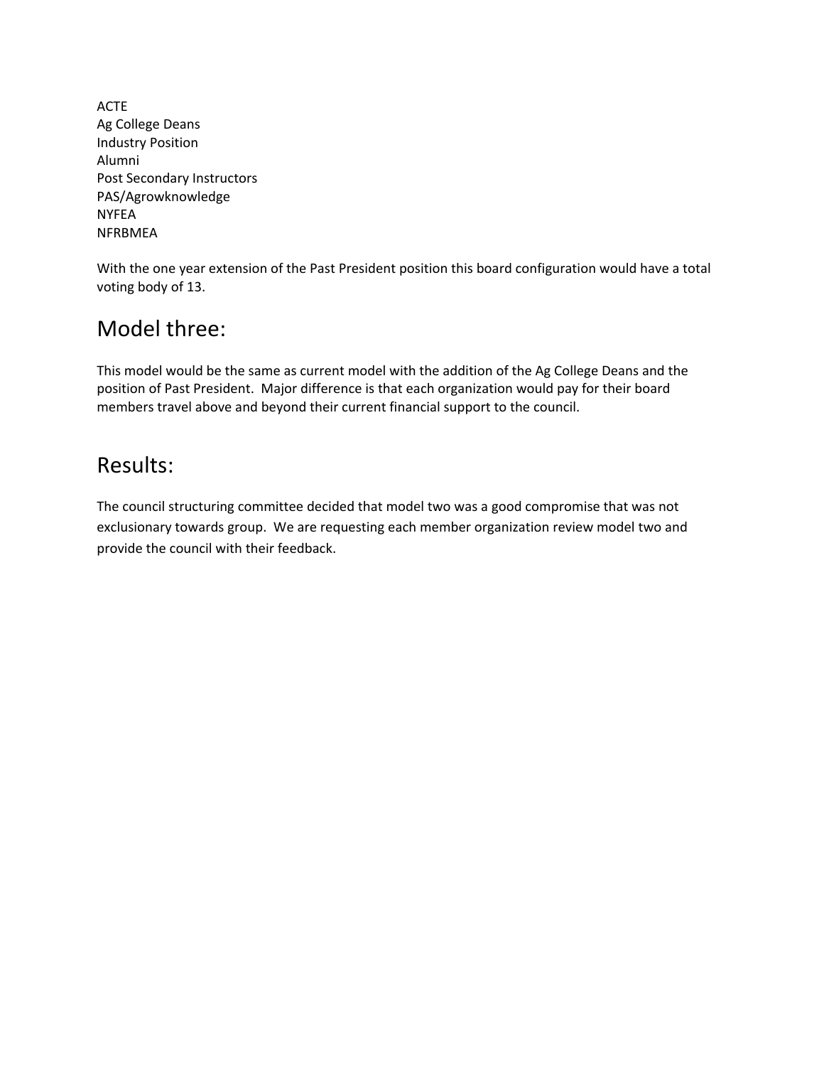ACTE
Ag College Deans
Industry Position
Alumni
Post Secondary Instructors
PAS/Agrowknowledge
NYFEA
NFRBMEA

With the one year extension of the Past President position this board configuration would have a total voting body of 13.

## Model three:

This model would be the same as current model with the addition of the Ag College Deans and the position of Past President. Major difference is that each organization would pay for their board members travel above and beyond their current financial support to the council.

## Results:

The council structuring committee decided that model two was a good compromise that was not exclusionary towards group. We are requesting each member organization review model two and provide the council with their feedback.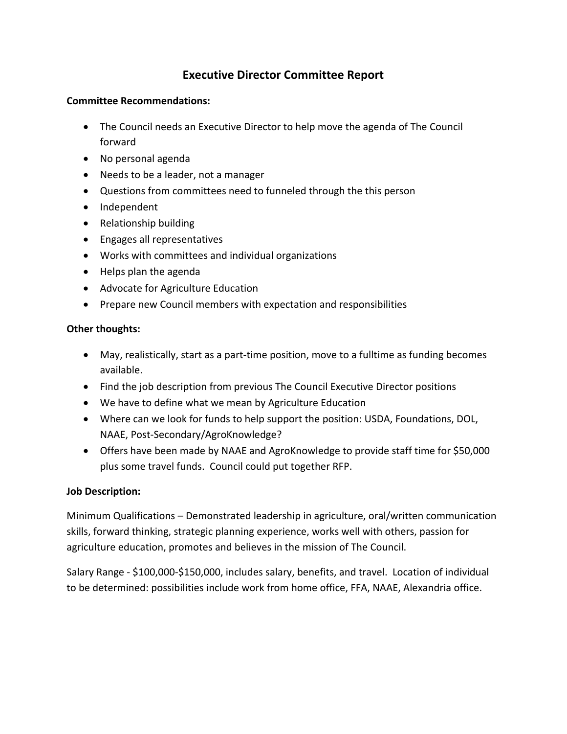# Executive Director Committee Report

**Committee Recommendations:**

- The Council needs an Executive Director to help move the agenda of The Council forward
- No personal agenda
- Needs to be a leader, not a manager
- Questions from committees need to funneled through the this person
- Independent
- Relationship building
- Engages all representatives
- Works with committees and individual organizations
- Helps plan the agenda
- Advocate for Agriculture Education
- Prepare new Council members with expectation and responsibilities

**Other thoughts:**

- May, realistically, start as a part-time position, move to a fulltime as funding becomes available.
- Find the job description from previous The Council Executive Director positions
- We have to define what we mean by Agriculture Education
- Where can we look for funds to help support the position: USDA, Foundations, DOL, NAAE, Post-Secondary/AgroKnowledge?
- Offers have been made by NAAE and AgroKnowledge to provide staff time for $50,000 plus some travel funds. Council could put together RFP.

**Job Description:**

Minimum Qualifications – Demonstrated leadership in agriculture, oral/written communication skills, forward thinking, strategic planning experience, works well with others, passion for agriculture education, promotes and believes in the mission of The Council.

Salary Range - $100,000-$150,000, includes salary, benefits, and travel. Location of individual to be determined: possibilities include work from home office, FFA, NAAE, Alexandria office.